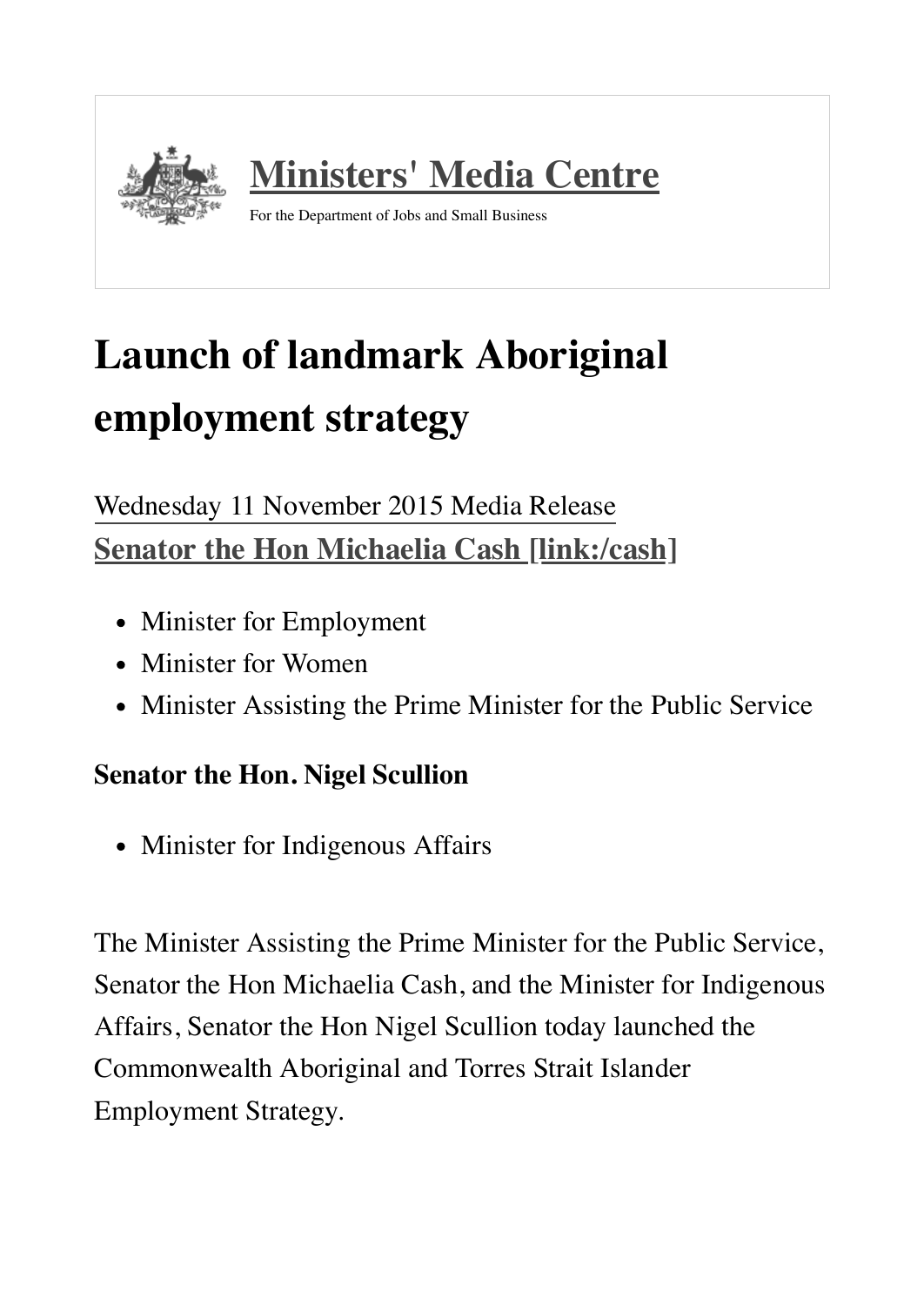**Ministers' Media Centre**

For the Department of Jobs and Small Business

# Launch of landmark Aboriginal employment strategy

Wednesday 11 November 2015 Media Release

**Senator the Hon Michaelia Cash [link:/cash]**

- Minister for Employment
- Minister for Women
- Minister Assisting the Prime Minister for the Public Service

**Senator the Hon. Nigel Scullion**

- Minister for Indigenous Affairs

The Minister Assisting the Prime Minister for the Public Service, Senator the Hon Michaelia Cash, and the Minister for Indigenous Affairs, Senator the Hon Nigel Scullion today launched the Commonwealth Aboriginal and Torres Strait Islander Employment Strategy.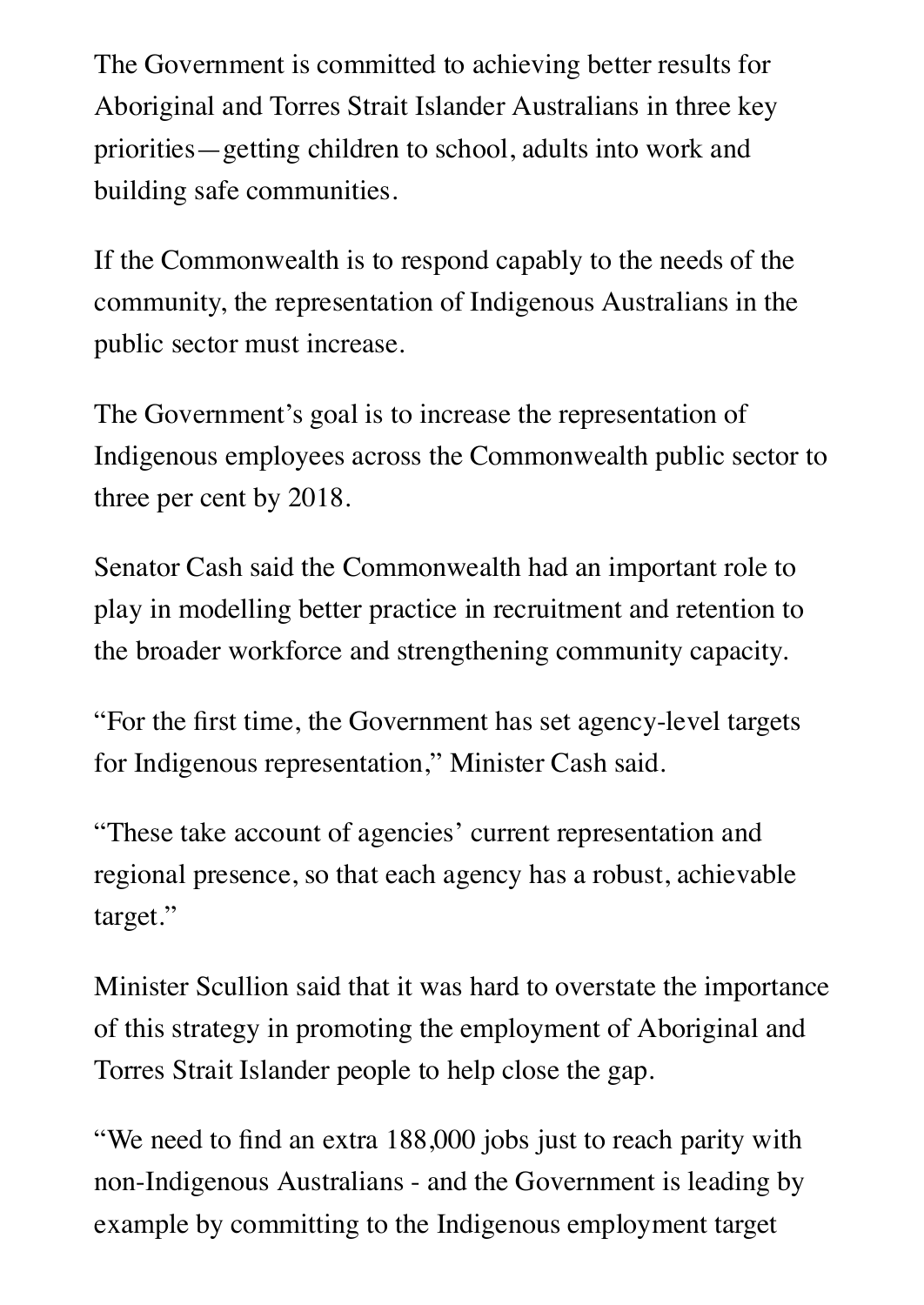The Government is committed to achieving better results for Aboriginal and Torres Strait Islander Australians in three key priorities—getting children to school, adults into work and building safe communities.

If the Commonwealth is to respond capably to the needs of the community, the representation of Indigenous Australians in the public sector must increase.

The Government's goal is to increase the representation of Indigenous employees across the Commonwealth public sector to three per cent by 2018.

Senator Cash said the Commonwealth had an important role to play in modelling better practice in recruitment and retention to the broader workforce and strengthening community capacity.

"For the first time, the Government has set agency-level targets for Indigenous representation," Minister Cash said.

"These take account of agencies' current representation and regional presence, so that each agency has a robust, achievable target."

Minister Scullion said that it was hard to overstate the importance of this strategy in promoting the employment of Aboriginal and Torres Strait Islander people to help close the gap.

"We need to find an extra 188,000 jobs just to reach parity with non-Indigenous Australians - and the Government is leading by example by committing to the Indigenous employment target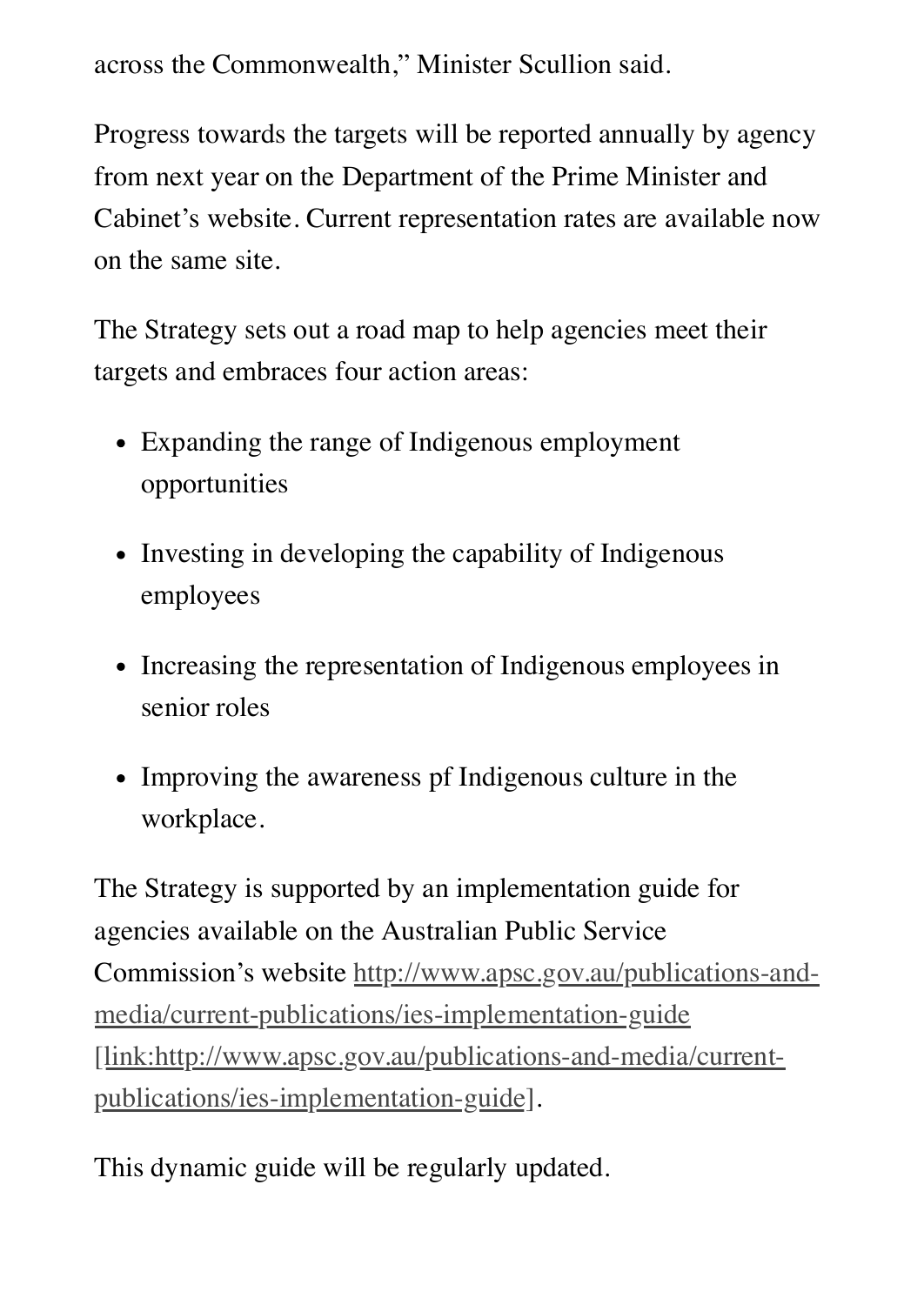across the Commonwealth," Minister Scullion said.

Progress towards the targets will be reported annually by agency from next year on the Department of the Prime Minister and Cabinet's website. Current representation rates are available now on the same site.

The Strategy sets out a road map to help agencies meet their targets and embraces four action areas:

- Expanding the range of Indigenous employment opportunities
- Investing in developing the capability of Indigenous employees
- Increasing the representation of Indigenous employees in senior roles
- Improving the awareness pf Indigenous culture in the workplace.

The Strategy is supported by an implementation guide for agencies available on the Australian Public Service Commission's website http://www.apsc.gov.au/publications-and-media/current-publications/ies-implementation-guide [link:http://www.apsc.gov.au/publications-and-media/current-publications/ies-implementation-guide].

This dynamic guide will be regularly updated.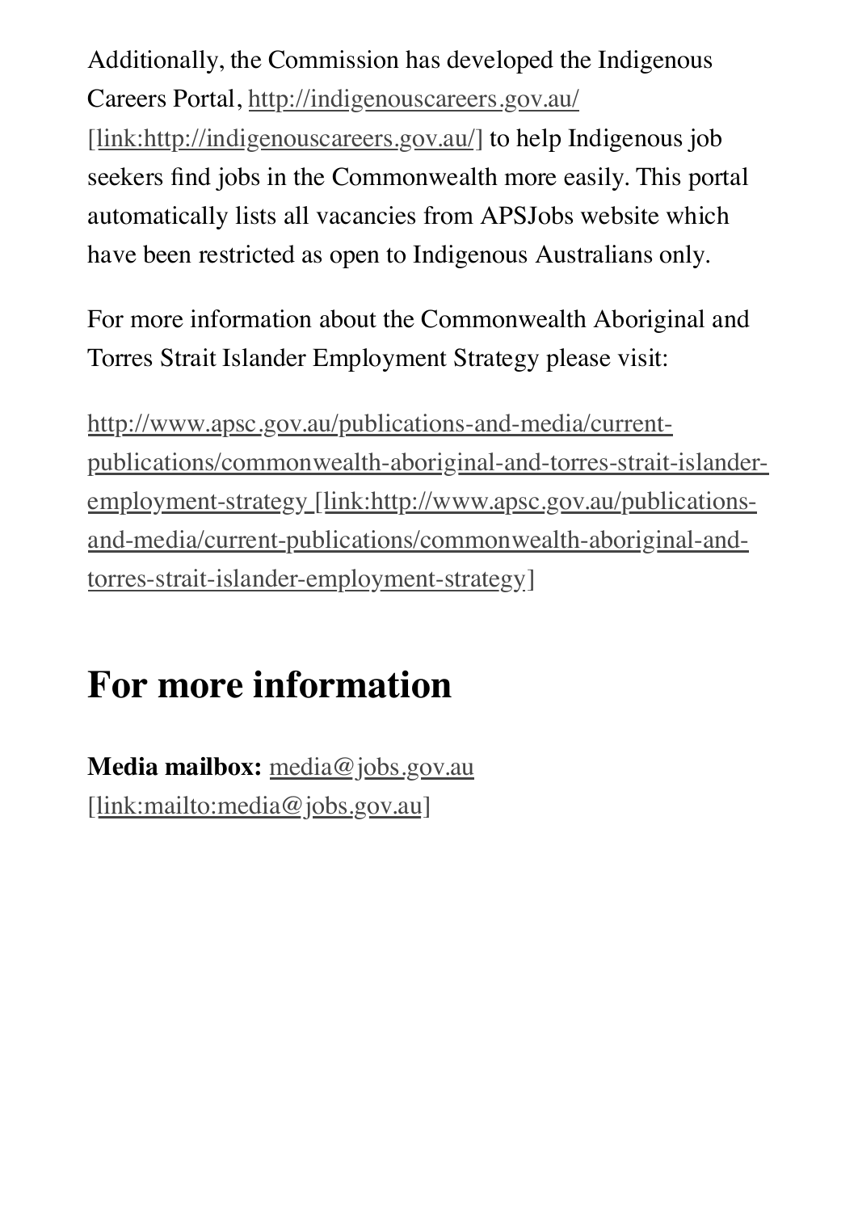Additionally, the Commission has developed the Indigenous Careers Portal, http://indigenouscareers.gov.au/ [link:http://indigenouscareers.gov.au/] to help Indigenous job seekers find jobs in the Commonwealth more easily. This portal automatically lists all vacancies from APSJobs website which have been restricted as open to Indigenous Australians only.

For more information about the Commonwealth Aboriginal and Torres Strait Islander Employment Strategy please visit:

http://www.apsc.gov.au/publications-and-media/current-publications/commonwealth-aboriginal-and-torres-strait-islander-employment-strategy [link:http://www.apsc.gov.au/publications-and-media/current-publications/commonwealth-aboriginal-and-torres-strait-islander-employment-strategy]

## For more information

**Media mailbox:** media@jobs.gov.au [link:mailto:media@jobs.gov.au]